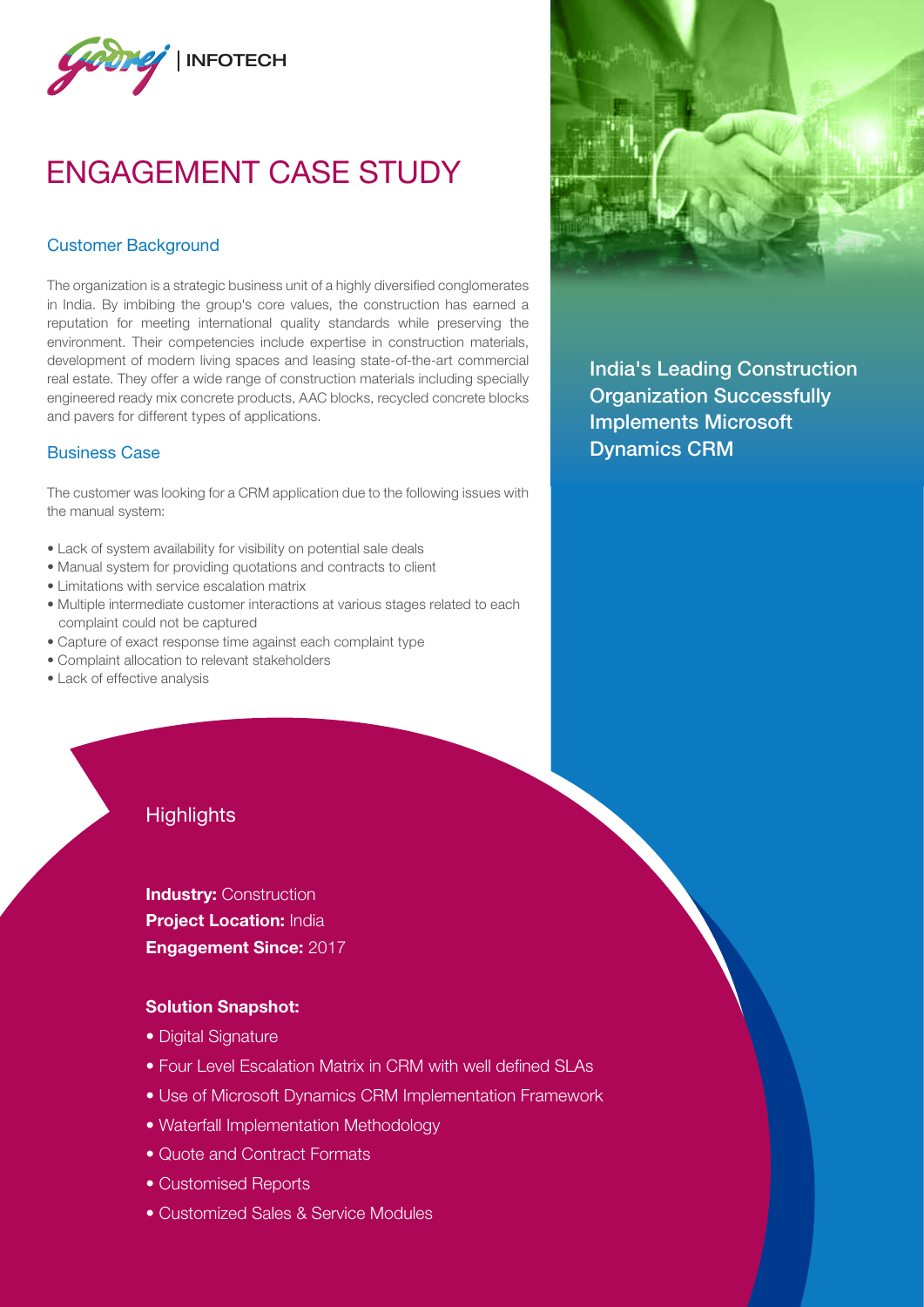Godrej | INFOTECH

# ENGAGEMENT CASE STUDY

## India's Leading Construction Organization Successfully Implements Microsoft Dynamics CRM

### Customer Background

The organization is a strategic business unit of a highly diversified conglomerates in India. By imbibing the group's core values, the construction has earned a reputation for meeting international quality standards while preserving the environment. Their competencies include expertise in construction materials, development of modern living spaces and leasing state-of-the-art commercial real estate. They offer a wide range of construction materials including specially engineered ready mix concrete products, AAC blocks, recycled concrete blocks and pavers for different types of applications.

### Business Case

The customer was looking for a CRM application due to the following issues with the manual system:

- Lack of system availability for visibility on potential sale deals
- Manual system for providing quotations and contracts to client
- Limitations with service escalation matrix
- Multiple intermediate customer interactions at various stages related to each complaint could not be captured
- Capture of exact response time against each complaint type
- Complaint allocation to relevant stakeholders
- Lack of effective analysis

### Highlights

**Industry:** Construction
**Project Location:** India
**Engagement Since:** 2017

**Solution Snapshot:**

- Digital Signature
- Four Level Escalation Matrix in CRM with well defined SLAs
- Use of Microsoft Dynamics CRM Implementation Framework
- Waterfall Implementation Methodology
- Quote and Contract Formats
- Customised Reports
- Customized Sales & Service Modules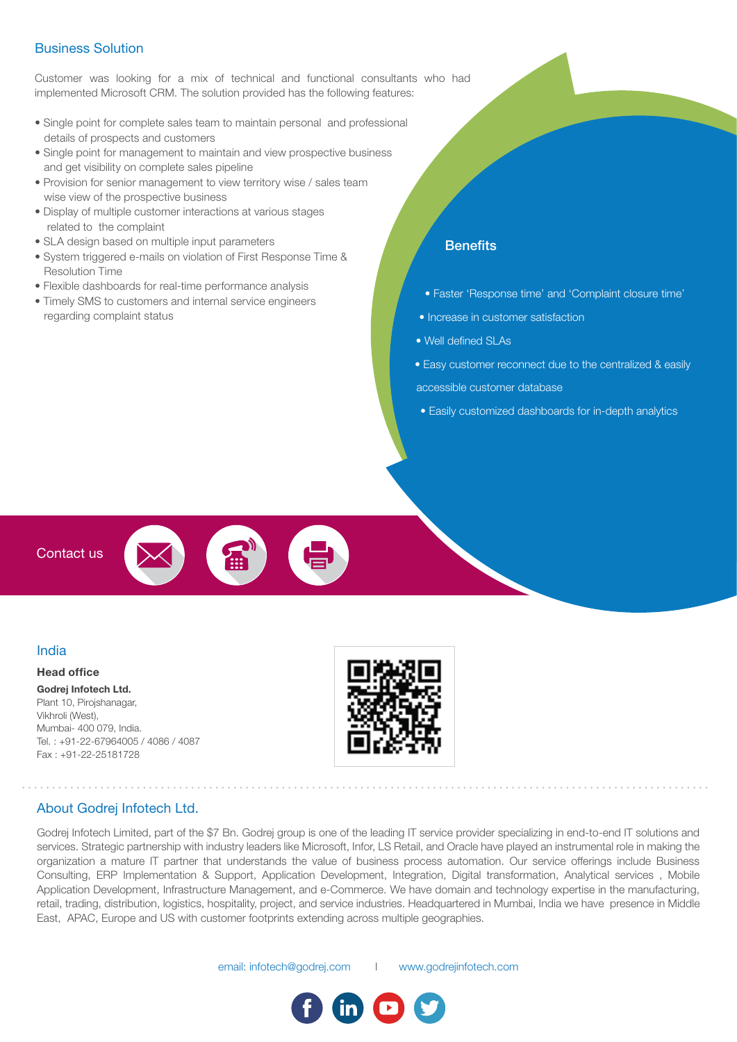## Business Solution

Customer was looking for a mix of technical and functional consultants who had implemented Microsoft CRM. The solution provided has the following features:

- Single point for complete sales team to maintain personal and professional details of prospects and customers
- Single point for management to maintain and view prospective business and get visibility on complete sales pipeline
- Provision for senior management to view territory wise / sales team wise view of the prospective business
- Display of multiple customer interactions at various stages related to the complaint
- SLA design based on multiple input parameters
- System triggered e-mails on violation of First Response Time & Resolution Time
- Flexible dashboards for real-time performance analysis
- Timely SMS to customers and internal service engineers regarding complaint status

## Benefits

- Faster 'Response time' and 'Complaint closure time'
- Increase in customer satisfaction
- Well defined SLAs
- Easy customer reconnect due to the centralized & easily accessible customer database
- Easily customized dashboards for in-depth analytics

Contact us

### India

**Head office**

**Godrej Infotech Ltd.**
Plant 10, Pirojshanagar,
Vikhroli (West),
Mumbai- 400 079, India.
Tel. : +91-22-67964005 / 4086 / 4087
Fax : +91-22-25181728

## About Godrej Infotech Ltd.

Godrej Infotech Limited, part of the $7 Bn. Godrej group is one of the leading IT service provider specializing in end-to-end IT solutions and services. Strategic partnership with industry leaders like Microsoft, Infor, LS Retail, and Oracle have played an instrumental role in making the organization a mature IT partner that understands the value of business process automation. Our service offerings include Business Consulting, ERP Implementation & Support, Application Development, Integration, Digital transformation, Analytical services , Mobile Application Development, Infrastructure Management, and e-Commerce. We have domain and technology expertise in the manufacturing, retail, trading, distribution, logistics, hospitality, project, and service industries. Headquartered in Mumbai, India we have presence in Middle East, APAC, Europe and US with customer footprints extending across multiple geographies.

email: infotech@godrej.com | www.godrejinfotech.com